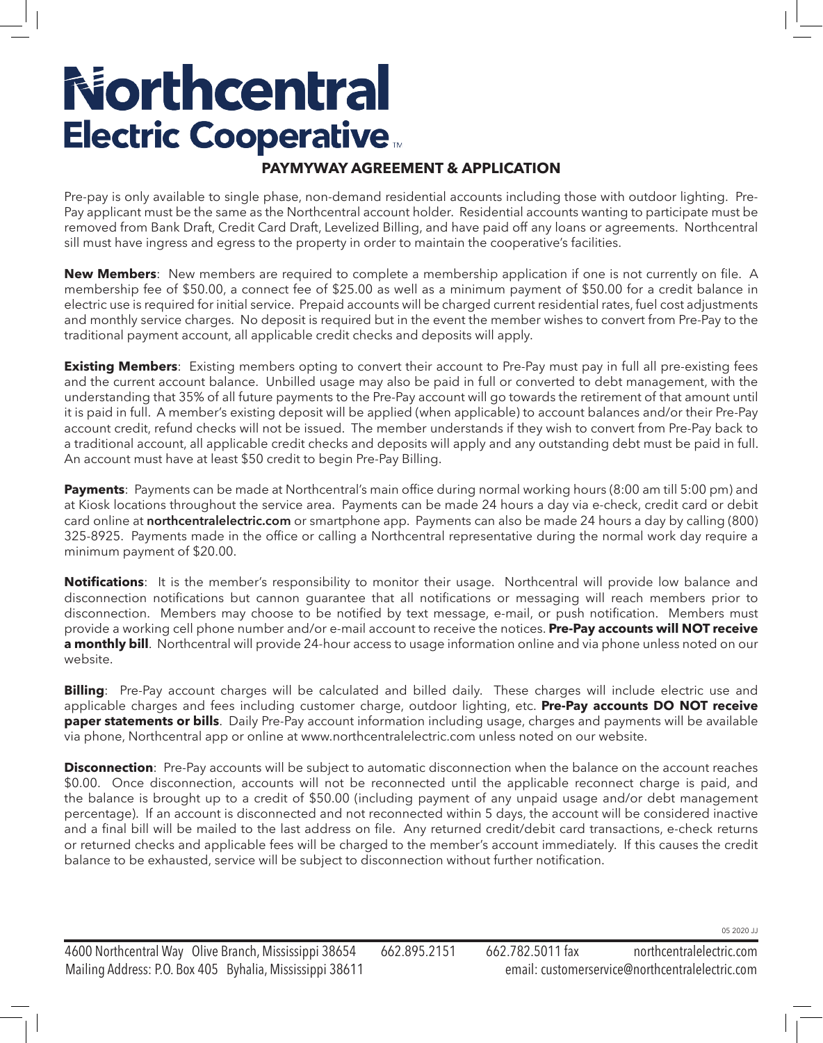# Northcentral Electric Cooperative™

## PAYMYWAY AGREEMENT & APPLICATION

Pre-pay is only available to single phase, non-demand residential accounts including those with outdoor lighting. Pre-Pay applicant must be the same as the Northcentral account holder. Residential accounts wanting to participate must be removed from Bank Draft, Credit Card Draft, Levelized Billing, and have paid off any loans or agreements. Northcentral sill must have ingress and egress to the property in order to maintain the cooperative's facilities.

**New Members**: New members are required to complete a membership application if one is not currently on file. A membership fee of $50.00, a connect fee of $25.00 as well as a minimum payment of $50.00 for a credit balance in electric use is required for initial service. Prepaid accounts will be charged current residential rates, fuel cost adjustments and monthly service charges. No deposit is required but in the event the member wishes to convert from Pre-Pay to the traditional payment account, all applicable credit checks and deposits will apply.

**Existing Members**: Existing members opting to convert their account to Pre-Pay must pay in full all pre-existing fees and the current account balance. Unbilled usage may also be paid in full or converted to debt management, with the understanding that 35% of all future payments to the Pre-Pay account will go towards the retirement of that amount until it is paid in full. A member's existing deposit will be applied (when applicable) to account balances and/or their Pre-Pay account credit, refund checks will not be issued. The member understands if they wish to convert from Pre-Pay back to a traditional account, all applicable credit checks and deposits will apply and any outstanding debt must be paid in full. An account must have at least $50 credit to begin Pre-Pay Billing.

**Payments**: Payments can be made at Northcentral's main office during normal working hours (8:00 am till 5:00 pm) and at Kiosk locations throughout the service area. Payments can be made 24 hours a day via e-check, credit card or debit card online at **northcentralelectric.com** or smartphone app. Payments can also be made 24 hours a day by calling (800) 325-8925. Payments made in the office or calling a Northcentral representative during the normal work day require a minimum payment of $20.00.

**Notifications**: It is the member's responsibility to monitor their usage. Northcentral will provide low balance and disconnection notifications but cannon guarantee that all notifications or messaging will reach members prior to disconnection. Members may choose to be notified by text message, e-mail, or push notification. Members must provide a working cell phone number and/or e-mail account to receive the notices. **Pre-Pay accounts will NOT receive a monthly bill**. Northcentral will provide 24-hour access to usage information online and via phone unless noted on our website.

**Billing**: Pre-Pay account charges will be calculated and billed daily. These charges will include electric use and applicable charges and fees including customer charge, outdoor lighting, etc. **Pre-Pay accounts DO NOT receive paper statements or bills**. Daily Pre-Pay account information including usage, charges and payments will be available via phone, Northcentral app or online at www.northcentralelectric.com unless noted on our website.

**Disconnection**: Pre-Pay accounts will be subject to automatic disconnection when the balance on the account reaches $0.00. Once disconnection, accounts will not be reconnected until the applicable reconnect charge is paid, and the balance is brought up to a credit of $50.00 (including payment of any unpaid usage and/or debt management percentage). If an account is disconnected and not reconnected within 5 days, the account will be considered inactive and a final bill will be mailed to the last address on file. Any returned credit/debit card transactions, e-check returns or returned checks and applicable fees will be charged to the member's account immediately. If this causes the credit balance to be exhausted, service will be subject to disconnection without further notification.

05 2020 JJ

4600 Northcentral Way Olive Branch, Mississippi 38654 662.895.2151 662.782.5011 fax northcentralelectric.com
Mailing Address: P.O. Box 405 Byhalia, Mississippi 38611 email: customerservice@northcentralelectric.com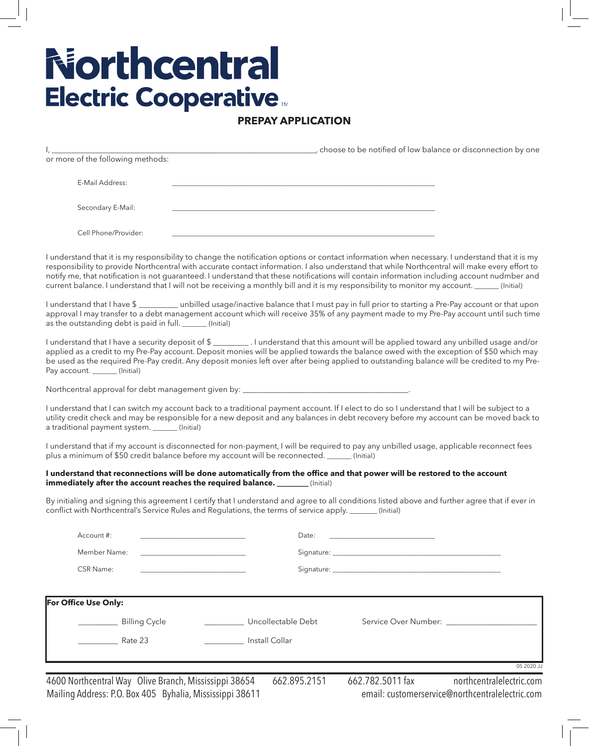# Northcentral Electric Cooperative

## PREPAY APPLICATION

I, ____________________________________________________________________, choose to be notified of low balance or disconnection by one or more of the following methods:

E-Mail Address: ____________________________________________________________________

Secondary E-Mail: ____________________________________________________________________

Cell Phone/Provider: ____________________________________________________________________

I understand that it is my responsibility to change the notification options or contact information when necessary. I understand that it is my responsibility to provide Northcentral with accurate contact information. I also understand that while Northcentral will make every effort to notify me, that notification is not guaranteed. I understand that these notifications will contain information including account nudmber and current balance. I understand that I will not be receiving a monthly bill and it is my responsibility to monitor my account. _______ (Initial)

I understand that I have $ ___________ unbilled usage/inactive balance that I must pay in full prior to starting a Pre-Pay account or that upon approval I may transfer to a debt management account which will receive 35% of any payment made to my Pre-Pay account until such time as the outstanding debt is paid in full. _______ (Initial)

I understand that I have a security deposit of $ __________ . I understand that this amount will be applied toward any unbilled usage and/or applied as a credit to my Pre-Pay account. Deposit monies will be applied towards the balance owed with the exception of $50 which may be used as the required Pre-Pay credit. Any deposit monies left over after being applied to outstanding balance will be credited to my Pre-Pay account. _______ (Initial)

Northcentral approval for debt management given by: ____________________________________________.

I understand that I can switch my account back to a traditional payment account. If I elect to do so I understand that I will be subject to a utility credit check and may be responsible for a new deposit and any balances in debt recovery before my account can be moved back to a traditional payment system. _______ (Initial)

I understand that if my account is disconnected for non-payment, I will be required to pay any unbilled usage, applicable reconnect fees plus a minimum of $50 credit balance before my account will be reconnected. _______ (Initial)

**I understand that reconnections will be done automatically from the office and that power will be restored to the account immediately after the account reaches the required balance. ________** (Initial)

By initialing and signing this agreement I certify that I understand and agree to all conditions listed above and further agree that if ever in conflict with Northcentral's Service Rules and Regulations, the terms of service apply. ________ (Initial)

Account #: ______________________________ Date: ______________________________

Member Name: ______________________________ Signature: ________________________________________________

CSR Name: ______________________________ Signature: ________________________________________________

**For Office Use Only:**

__________ Billing Cycle __________ Uncollectable Debt Service Over Number: ________________________

__________ Rate 23 __________ Install Collar

05 2020 JJ

4600 Northcentral Way Olive Branch, Mississippi 38654 662.895.2151 662.782.5011 fax northcentralelectric.com
Mailing Address: P.O. Box 405 Byhalia, Mississippi 38611 email: customerservice@northcentralelectric.com